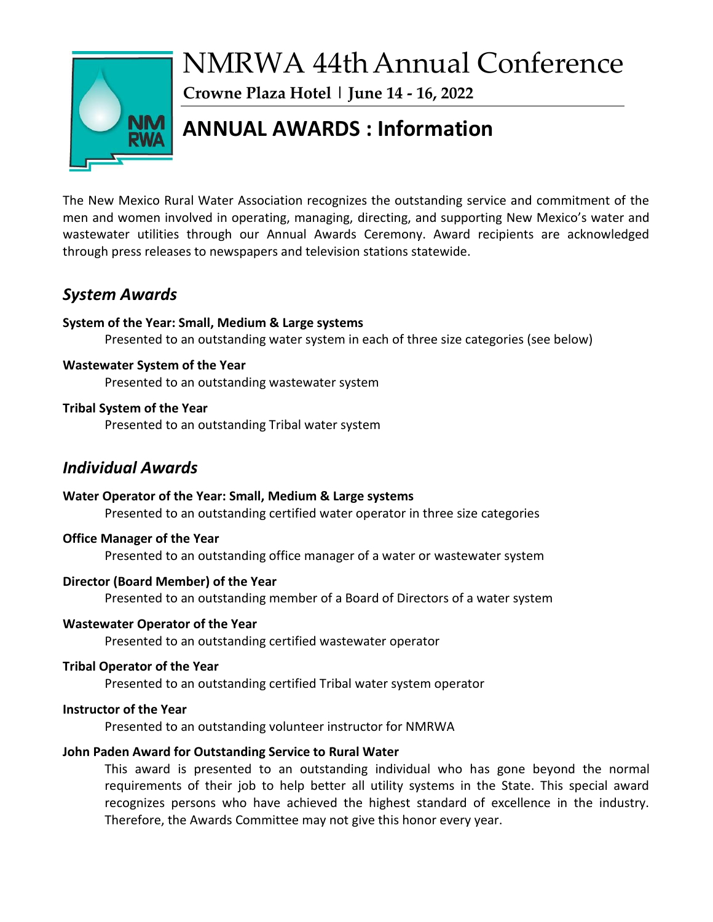# NMRWA 44th Annual Conference

**Crowne Plaza Hotel | June 14 - 16, 2022**

## ANNUAL AWARDS : Information

The New Mexico Rural Water Association recognizes the outstanding service and commitment of the men and women involved in operating, managing, directing, and supporting New Mexico's water and wastewater utilities through our Annual Awards Ceremony. Award recipients are acknowledged through press releases to newspapers and television stations statewide.

### *System Awards*

**System of the Year: Small, Medium & Large systems**
Presented to an outstanding water system in each of three size categories (see below)

**Wastewater System of the Year**
Presented to an outstanding wastewater system

**Tribal System of the Year**
Presented to an outstanding Tribal water system

### *Individual Awards*

**Water Operator of the Year: Small, Medium & Large systems**
Presented to an outstanding certified water operator in three size categories

**Office Manager of the Year**
Presented to an outstanding office manager of a water or wastewater system

**Director (Board Member) of the Year**
Presented to an outstanding member of a Board of Directors of a water system

**Wastewater Operator of the Year**
Presented to an outstanding certified wastewater operator

**Tribal Operator of the Year**
Presented to an outstanding certified Tribal water system operator

**Instructor of the Year**
Presented to an outstanding volunteer instructor for NMRWA

**John Paden Award for Outstanding Service to Rural Water**
This award is presented to an outstanding individual who has gone beyond the normal requirements of their job to help better all utility systems in the State. This special award recognizes persons who have achieved the highest standard of excellence in the industry. Therefore, the Awards Committee may not give this honor every year.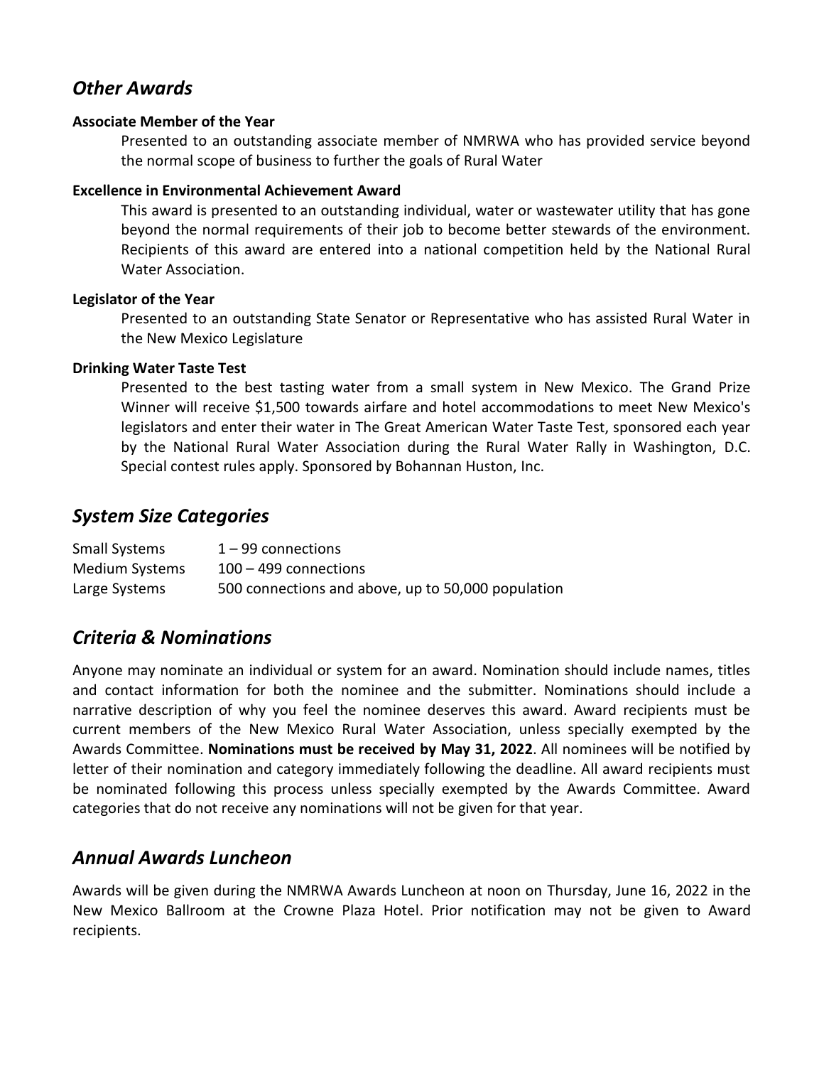## *Other Awards*

**Associate Member of the Year**

Presented to an outstanding associate member of NMRWA who has provided service beyond the normal scope of business to further the goals of Rural Water

**Excellence in Environmental Achievement Award**

This award is presented to an outstanding individual, water or wastewater utility that has gone beyond the normal requirements of their job to become better stewards of the environment. Recipients of this award are entered into a national competition held by the National Rural Water Association.

**Legislator of the Year**

Presented to an outstanding State Senator or Representative who has assisted Rural Water in the New Mexico Legislature

**Drinking Water Taste Test**

Presented to the best tasting water from a small system in New Mexico. The Grand Prize Winner will receive $1,500 towards airfare and hotel accommodations to meet New Mexico's legislators and enter their water in The Great American Water Taste Test, sponsored each year by the National Rural Water Association during the Rural Water Rally in Washington, D.C. Special contest rules apply. Sponsored by Bohannan Huston, Inc.

## *System Size Categories*

| | |
|---|---|
| Small Systems | 1 – 99 connections |
| Medium Systems | 100 – 499 connections |
| Large Systems | 500 connections and above, up to 50,000 population |

## *Criteria & Nominations*

Anyone may nominate an individual or system for an award. Nomination should include names, titles and contact information for both the nominee and the submitter. Nominations should include a narrative description of why you feel the nominee deserves this award. Award recipients must be current members of the New Mexico Rural Water Association, unless specially exempted by the Awards Committee. **Nominations must be received by May 31, 2022**. All nominees will be notified by letter of their nomination and category immediately following the deadline. All award recipients must be nominated following this process unless specially exempted by the Awards Committee. Award categories that do not receive any nominations will not be given for that year.

## *Annual Awards Luncheon*

Awards will be given during the NMRWA Awards Luncheon at noon on Thursday, June 16, 2022 in the New Mexico Ballroom at the Crowne Plaza Hotel. Prior notification may not be given to Award recipients.